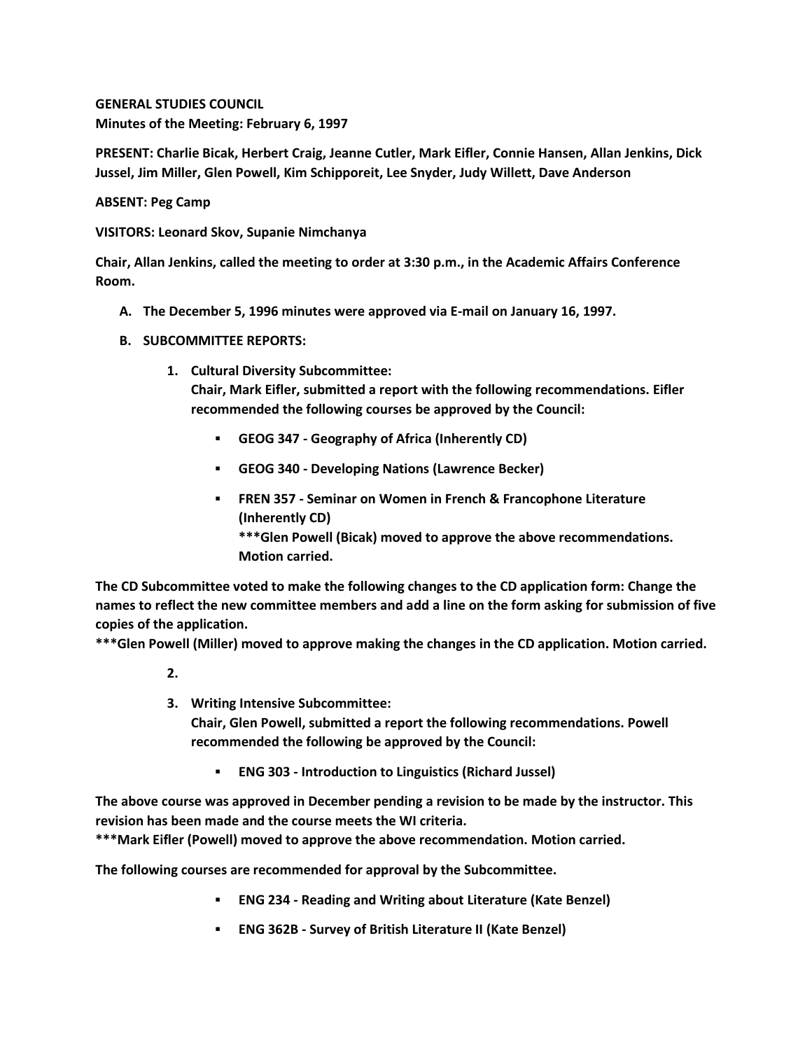**GENERAL STUDIES COUNCIL**
**Minutes of the Meeting: February 6, 1997**

**PRESENT: Charlie Bicak, Herbert Craig, Jeanne Cutler, Mark Eifler, Connie Hansen, Allan Jenkins, Dick Jussel, Jim Miller, Glen Powell, Kim Schipporeit, Lee Snyder, Judy Willett, Dave Anderson**

**ABSENT: Peg Camp**

**VISITORS: Leonard Skov, Supanie Nimchanya**

**Chair, Allan Jenkins, called the meeting to order at 3:30 p.m., in the Academic Affairs Conference Room.**

**A. The December 5, 1996 minutes were approved via E-mail on January 16, 1997.**

**B. SUBCOMMITTEE REPORTS:**

1. **Cultural Diversity Subcommittee:**
   **Chair, Mark Eifler, submitted a report with the following recommendations. Eifler recommended the following courses be approved by the Council:**

   - **GEOG 347 - Geography of Africa (Inherently CD)**
   - **GEOG 340 - Developing Nations (Lawrence Becker)**
   - **FREN 357 - Seminar on Women in French & Francophone Literature (Inherently CD)**
     **\*\*\*Glen Powell (Bicak) moved to approve the above recommendations. Motion carried.**

**The CD Subcommittee voted to make the following changes to the CD application form: Change the names to reflect the new committee members and add a line on the form asking for submission of five copies of the application.**
**\*\*\*Glen Powell (Miller) moved to approve making the changes in the CD application. Motion carried.**

2. 

3. **Writing Intensive Subcommittee:**
   **Chair, Glen Powell, submitted a report the following recommendations. Powell recommended the following be approved by the Council:**

   - **ENG 303 - Introduction to Linguistics (Richard Jussel)**

**The above course was approved in December pending a revision to be made by the instructor. This revision has been made and the course meets the WI criteria.**
**\*\*\*Mark Eifler (Powell) moved to approve the above recommendation. Motion carried.**

**The following courses are recommended for approval by the Subcommittee.**

- **ENG 234 - Reading and Writing about Literature (Kate Benzel)**
- **ENG 362B - Survey of British Literature II (Kate Benzel)**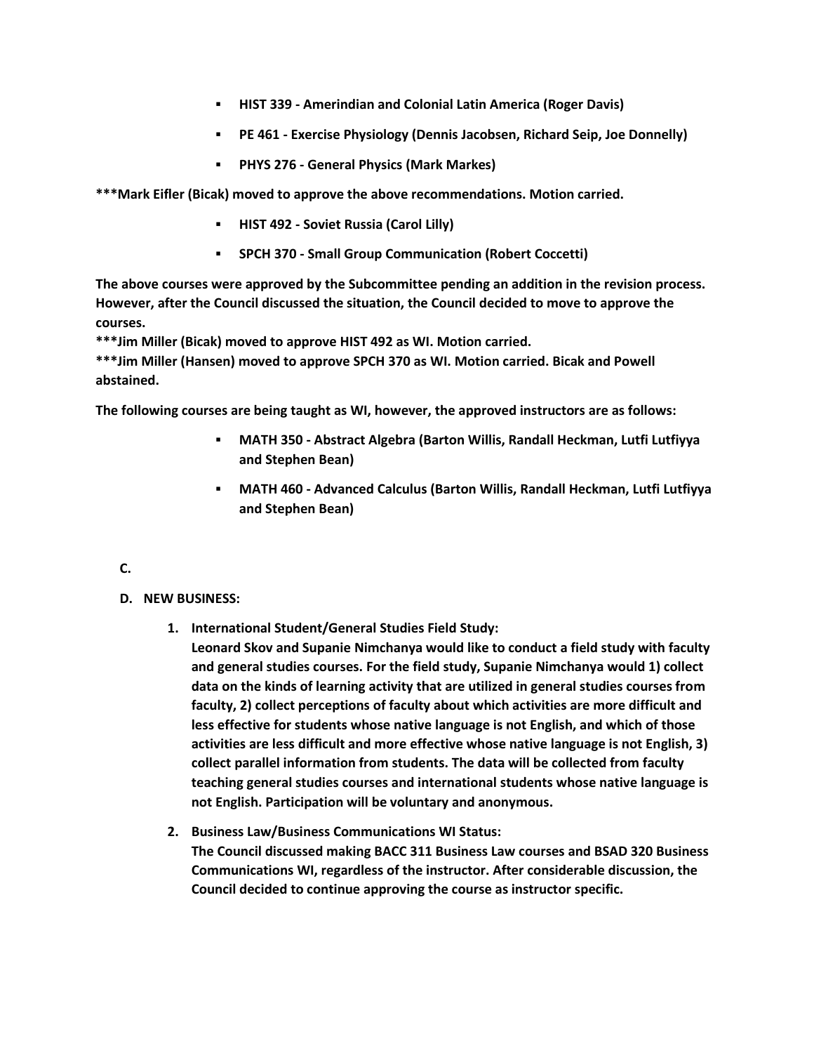- **HIST 339 - Amerindian and Colonial Latin America (Roger Davis)**
- **PE 461 - Exercise Physiology (Dennis Jacobsen, Richard Seip, Joe Donnelly)**
- **PHYS 276 - General Physics (Mark Markes)**

**\*\*\*Mark Eifler (Bicak) moved to approve the above recommendations. Motion carried.**

- **HIST 492 - Soviet Russia (Carol Lilly)**
- **SPCH 370 - Small Group Communication (Robert Coccetti)**

**The above courses were approved by the Subcommittee pending an addition in the revision process. However, after the Council discussed the situation, the Council decided to move to approve the courses.**

**\*\*\*Jim Miller (Bicak) moved to approve HIST 492 as WI. Motion carried.**

**\*\*\*Jim Miller (Hansen) moved to approve SPCH 370 as WI. Motion carried. Bicak and Powell abstained.**

**The following courses are being taught as WI, however, the approved instructors are as follows:**

- **MATH 350 - Abstract Algebra (Barton Willis, Randall Heckman, Lutfi Lutfiyya and Stephen Bean)**
- **MATH 460 - Advanced Calculus (Barton Willis, Randall Heckman, Lutfi Lutfiyya and Stephen Bean)**

**C.**

**D. NEW BUSINESS:**

1. **International Student/General Studies Field Study:**
   **Leonard Skov and Supanie Nimchanya would like to conduct a field study with faculty and general studies courses. For the field study, Supanie Nimchanya would 1) collect data on the kinds of learning activity that are utilized in general studies courses from faculty, 2) collect perceptions of faculty about which activities are more difficult and less effective for students whose native language is not English, and which of those activities are less difficult and more effective whose native language is not English, 3) collect parallel information from students. The data will be collected from faculty teaching general studies courses and international students whose native language is not English. Participation will be voluntary and anonymous.**

2. **Business Law/Business Communications WI Status:**
   **The Council discussed making BACC 311 Business Law courses and BSAD 320 Business Communications WI, regardless of the instructor. After considerable discussion, the Council decided to continue approving the course as instructor specific.**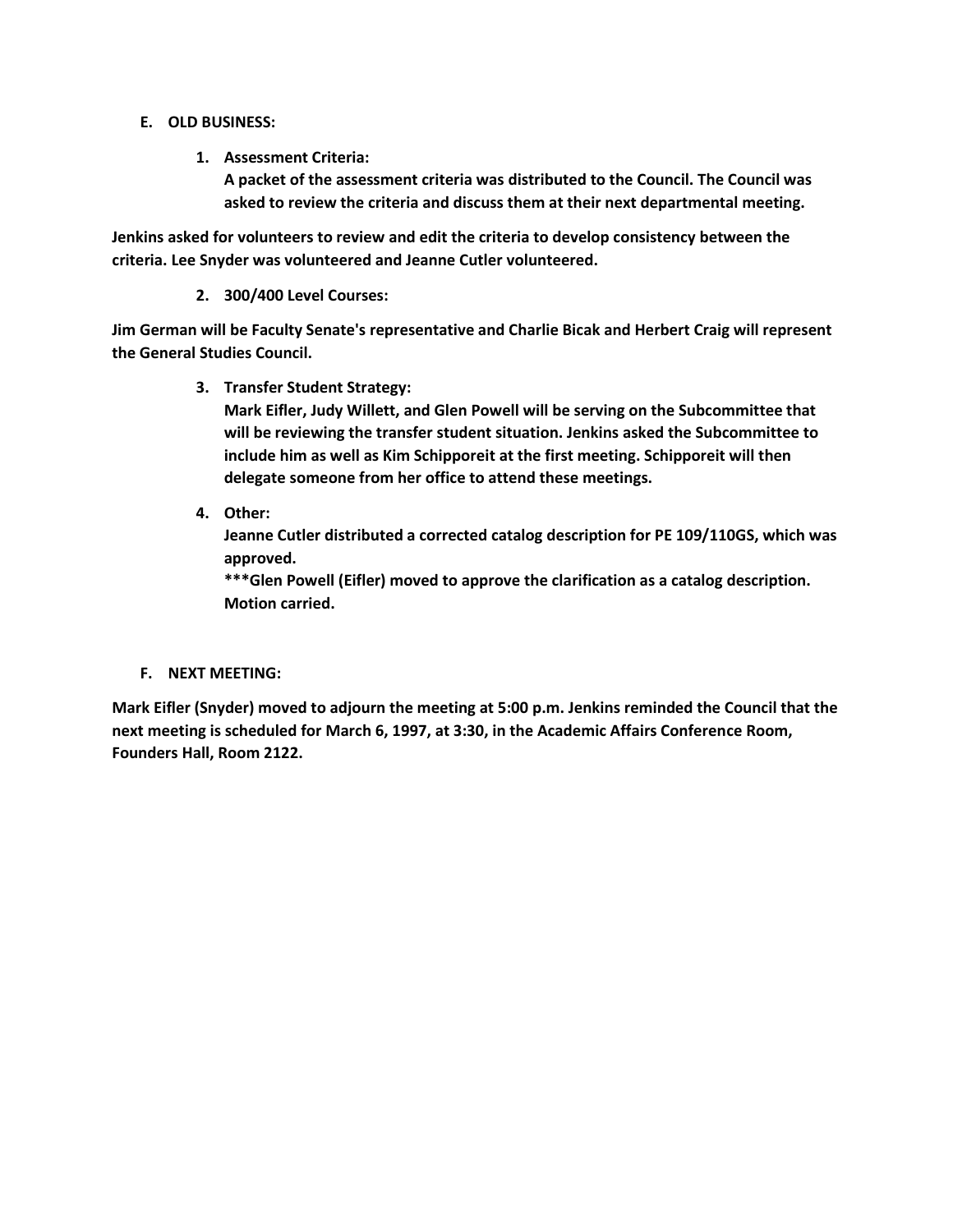## E. OLD BUSINESS:

1. **Assessment Criteria:**
   **A packet of the assessment criteria was distributed to the Council. The Council was asked to review the criteria and discuss them at their next departmental meeting.**

**Jenkins asked for volunteers to review and edit the criteria to develop consistency between the criteria. Lee Snyder was volunteered and Jeanne Cutler volunteered.**

2. **300/400 Level Courses:**

**Jim German will be Faculty Senate's representative and Charlie Bicak and Herbert Craig will represent the General Studies Council.**

3. **Transfer Student Strategy:**
   **Mark Eifler, Judy Willett, and Glen Powell will be serving on the Subcommittee that will be reviewing the transfer student situation. Jenkins asked the Subcommittee to include him as well as Kim Schipporeit at the first meeting. Schipporeit will then delegate someone from her office to attend these meetings.**

4. **Other:**
   **Jeanne Cutler distributed a corrected catalog description for PE 109/110GS, which was approved.**
   **\*\*\*Glen Powell (Eifler) moved to approve the clarification as a catalog description. Motion carried.**

## F. NEXT MEETING:

**Mark Eifler (Snyder) moved to adjourn the meeting at 5:00 p.m. Jenkins reminded the Council that the next meeting is scheduled for March 6, 1997, at 3:30, in the Academic Affairs Conference Room, Founders Hall, Room 2122.**